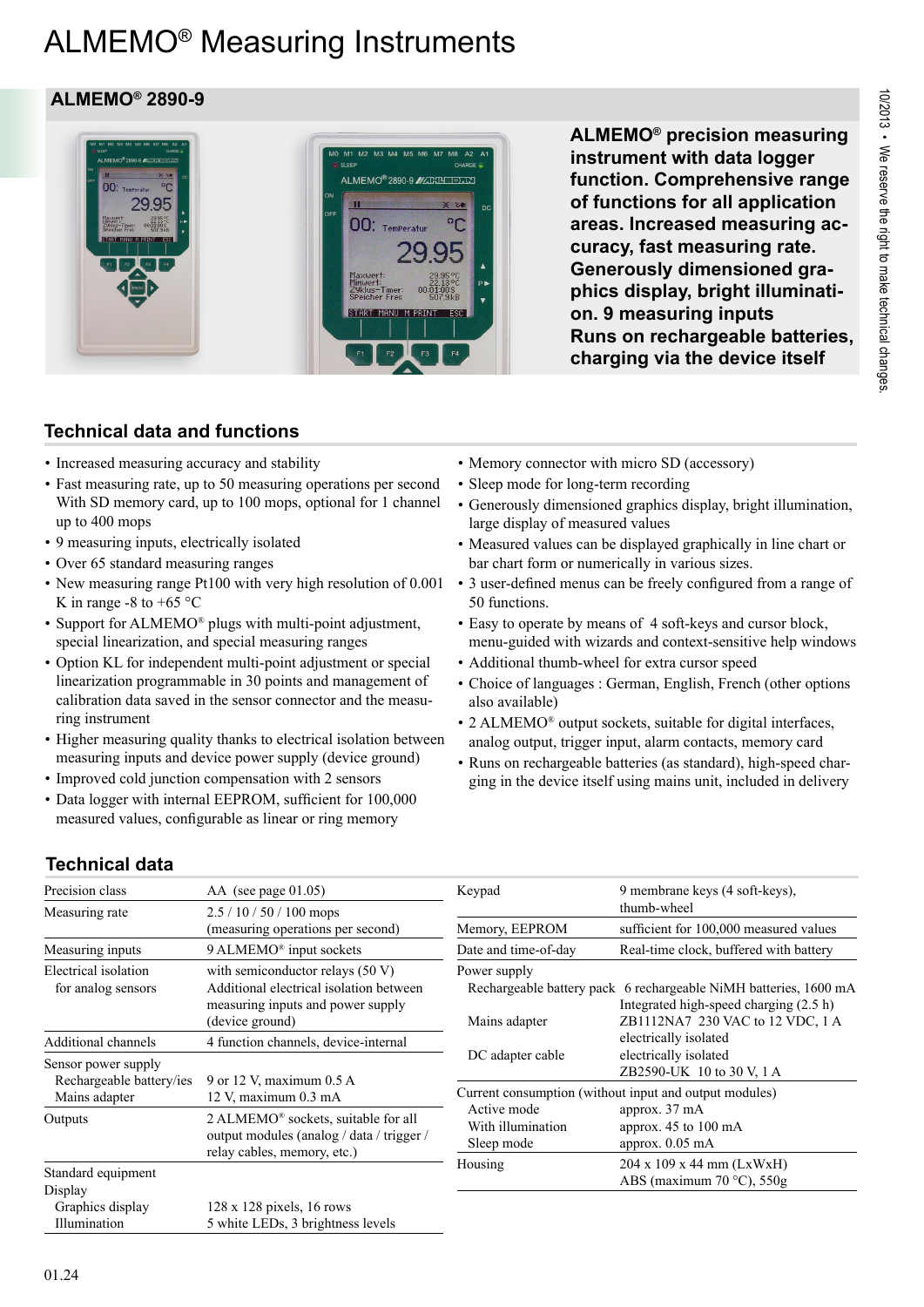# ALMEMO® Measuring Instruments

## ALMEMO® 2890-9

**ALMEMO® precision measuring instrument with data logger function. Comprehensive range of functions for all application areas. Increased measuring accuracy, fast measuring rate. Generously dimensioned graphics display, bright illumination. 9 measuring inputs**
**Runs on rechargeable batteries, charging via the device itself**

## Technical data and functions

- Increased measuring accuracy and stability
- Fast measuring rate, up to 50 measuring operations per second With SD memory card, up to 100 mops, optional for 1 channel up to 400 mops
- 9 measuring inputs, electrically isolated
- Over 65 standard measuring ranges
- New measuring range Pt100 with very high resolution of 0.001 K in range -8 to +65 °C
- Support for ALMEMO® plugs with multi-point adjustment, special linearization, and special measuring ranges
- Option KL for independent multi-point adjustment or special linearization programmable in 30 points and management of calibration data saved in the sensor connector and the measuring instrument
- Higher measuring quality thanks to electrical isolation between measuring inputs and device power supply (device ground)
- Improved cold junction compensation with 2 sensors
- Data logger with internal EEPROM, sufficient for 100,000 measured values, configurable as linear or ring memory
- Memory connector with micro SD (accessory)
- Sleep mode for long-term recording
- Generously dimensioned graphics display, bright illumination, large display of measured values
- Measured values can be displayed graphically in line chart or bar chart form or numerically in various sizes.
- 3 user-defined menus can be freely configured from a range of 50 functions.
- Easy to operate by means of 4 soft-keys and cursor block, menu-guided with wizards and context-sensitive help windows
- Additional thumb-wheel for extra cursor speed
- Choice of languages : German, English, French (other options also available)
- 2 ALMEMO® output sockets, suitable for digital interfaces, analog output, trigger input, alarm contacts, memory card
- Runs on rechargeable batteries (as standard), high-speed charging in the device itself using mains unit, included in delivery

## Technical data

| | |
|---|---|
| Precision class | AA (see page 01.05) |
| Measuring rate | 2.5 / 10 / 50 / 100 mops (measuring operations per second) |
| Measuring inputs | 9 ALMEMO® input sockets |
| Electrical isolation for analog sensors | with semiconductor relays (50 V) Additional electrical isolation between measuring inputs and power supply (device ground) |
| Additional channels | 4 function channels, device-internal |
| Sensor power supply | |
| Rechargeable battery/ies | 9 or 12 V, maximum 0.5 A |
| Mains adapter | 12 V, maximum 0.3 mA |
| Outputs | 2 ALMEMO® sockets, suitable for all output modules (analog / data / trigger / relay cables, memory, etc.) |
| Standard equipment | |
| Display | |
| Graphics display | 128 x 128 pixels, 16 rows |
| Illumination | 5 white LEDs, 3 brightness levels |
| Keypad | 9 membrane keys (4 soft-keys), thumb-wheel |
| Memory, EEPROM | sufficient for 100,000 measured values |
| Date and time-of-day | Real-time clock, buffered with battery |
| Power supply | |
| Rechargeable battery pack | 6 rechargeable NiMH batteries, 1600 mA Integrated high-speed charging (2.5 h) |
| Mains adapter | ZB1112NA7 230 VAC to 12 VDC, 1 A electrically isolated |
| DC adapter cable | electrically isolated ZB2590-UK 10 to 30 V, 1 A |
| Current consumption (without input and output modules) | |
| Active mode | approx. 37 mA |
| With illumination | approx. 45 to 100 mA |
| Sleep mode | approx. 0.05 mA |
| Housing | 204 x 109 x 44 mm (LxWxH) ABS (maximum 70 °C), 550g |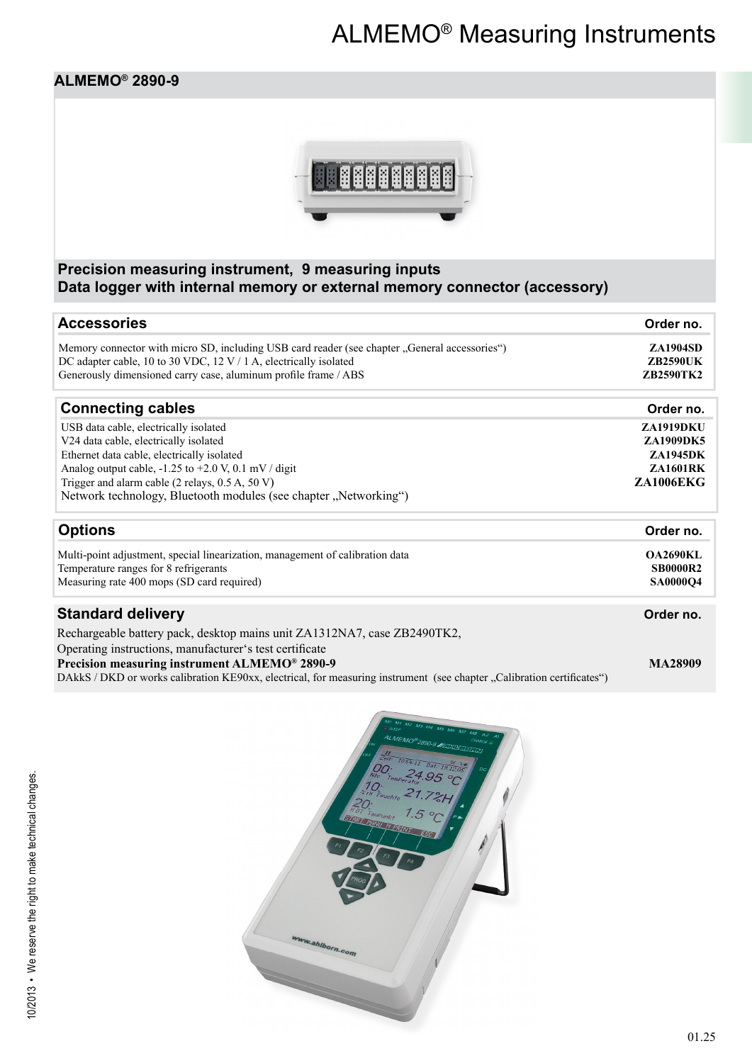## ALMEMO® 2890-9

**Precision measuring instrument, 9 measuring inputs**
**Data logger with internal memory or external memory connector (accessory)**

| Accessories | Order no. |
|---|---|
| Memory connector with micro SD, including USB card reader (see chapter „General accessories“) | **ZA1904SD** |
| DC adapter cable, 10 to 30 VDC, 12 V / 1 A, electrically isolated | **ZB2590UK** |
| Generously dimensioned carry case, aluminum profile frame / ABS | **ZB2590TK2** |

| Connecting cables | Order no. |
|---|---|
| USB data cable, electrically isolated | **ZA1919DKU** |
| V24 data cable, electrically isolated | **ZA1909DK5** |
| Ethernet data cable, electrically isolated | **ZA1945DK** |
| Analog output cable, -1.25 to +2.0 V, 0.1 mV / digit | **ZA1601RK** |
| Trigger and alarm cable (2 relays, 0.5 A, 50 V) | **ZA1006EKG** |
| Network technology, Bluetooth modules (see chapter „Networking“) | |

| Options | Order no. |
|---|---|
| Multi-point adjustment, special linearization, management of calibration data | **OA2690KL** |
| Temperature ranges for 8 refrigerants | **SB0000R2** |
| Measuring rate 400 mops (SD card required) | **SA0000Q4** |

| Standard delivery | Order no. |
|---|---|
| Rechargeable battery pack, desktop mains unit ZA1312NA7, case ZB2490TK2, Operating instructions, manufacturer‘s test certificate | |
| **Precision measuring instrument ALMEMO® 2890-9** | **MA28909** |
| DAkkS / DKD or works calibration KE90xx, electrical, for measuring instrument (see chapter „Calibration certificates“) | |

10/2013 • We reserve the right to make technical changes.